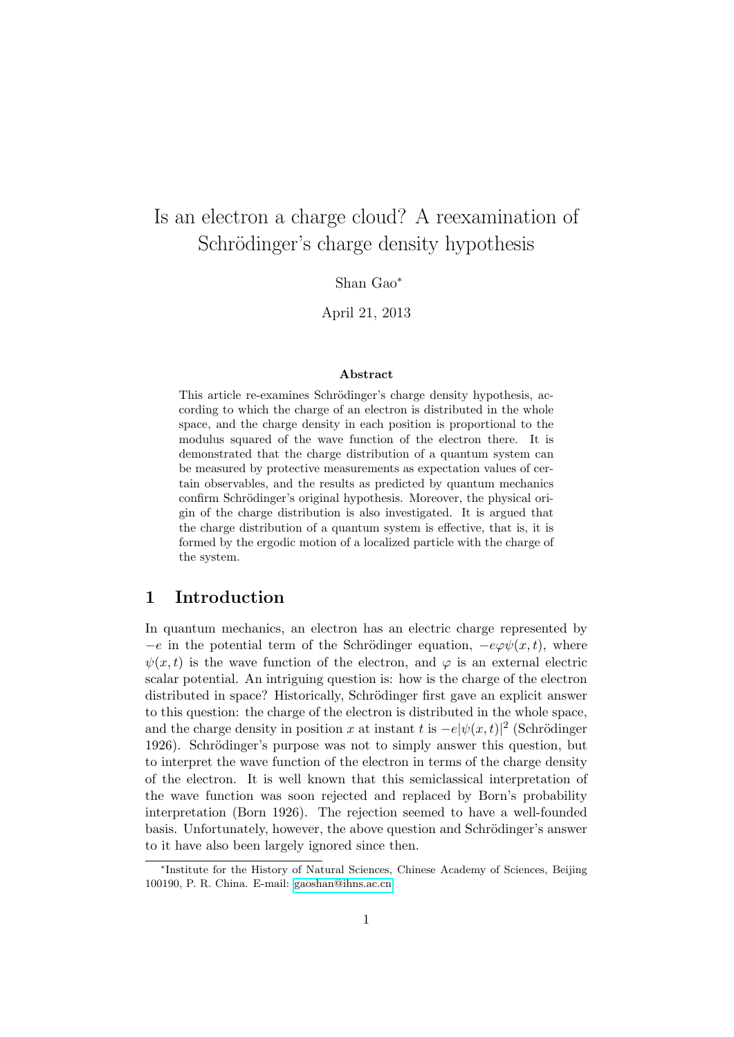# Is an electron a charge cloud? A reexamination of Schrödinger's charge density hypothesis

Shan Gao*

April 21, 2013

### Abstract

This article re-examines Schrödinger's charge density hypothesis, according to which the charge of an electron is distributed in the whole space, and the charge density in each position is proportional to the modulus squared of the wave function of the electron there. It is demonstrated that the charge distribution of a quantum system can be measured by protective measurements as expectation values of certain observables, and the results as predicted by quantum mechanics confirm Schrödinger's original hypothesis. Moreover, the physical origin of the charge distribution is also investigated. It is argued that the charge distribution of a quantum system is effective, that is, it is formed by the ergodic motion of a localized particle with the charge of the system.

## 1 Introduction

In quantum mechanics, an electron has an electric charge represented by $-e$ in the potential term of the Schrödinger equation, $-e\varphi\psi(x,t)$, where $\psi(x,t)$ is the wave function of the electron, and $\varphi$ is an external electric scalar potential. An intriguing question is: how is the charge of the electron distributed in space? Historically, Schrödinger first gave an explicit answer to this question: the charge of the electron is distributed in the whole space, and the charge density in position $x$ at instant $t$ is $-e|\psi(x,t)|^2$ (Schrödinger 1926). Schrödinger's purpose was not to simply answer this question, but to interpret the wave function of the electron in terms of the charge density of the electron. It is well known that this semiclassical interpretation of the wave function was soon rejected and replaced by Born's probability interpretation (Born 1926). The rejection seemed to have a well-founded basis. Unfortunately, however, the above question and Schrödinger's answer to it have also been largely ignored since then.

*Institute for the History of Natural Sciences, Chinese Academy of Sciences, Beijing 100190, P. R. China. E-mail: gaoshan@ihns.ac.cn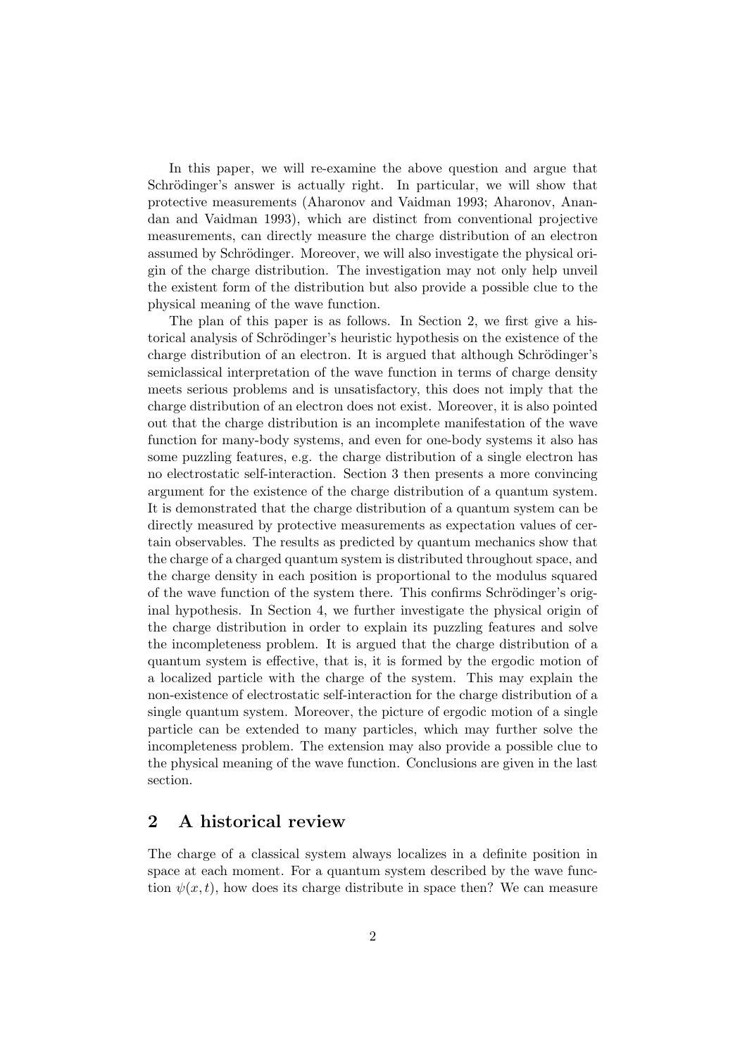In this paper, we will re-examine the above question and argue that Schrödinger's answer is actually right. In particular, we will show that protective measurements (Aharonov and Vaidman 1993; Aharonov, Anandan and Vaidman 1993), which are distinct from conventional projective measurements, can directly measure the charge distribution of an electron assumed by Schrödinger. Moreover, we will also investigate the physical origin of the charge distribution. The investigation may not only help unveil the existent form of the distribution but also provide a possible clue to the physical meaning of the wave function.

The plan of this paper is as follows. In Section 2, we first give a historical analysis of Schrödinger's heuristic hypothesis on the existence of the charge distribution of an electron. It is argued that although Schrödinger's semiclassical interpretation of the wave function in terms of charge density meets serious problems and is unsatisfactory, this does not imply that the charge distribution of an electron does not exist. Moreover, it is also pointed out that the charge distribution is an incomplete manifestation of the wave function for many-body systems, and even for one-body systems it also has some puzzling features, e.g. the charge distribution of a single electron has no electrostatic self-interaction. Section 3 then presents a more convincing argument for the existence of the charge distribution of a quantum system. It is demonstrated that the charge distribution of a quantum system can be directly measured by protective measurements as expectation values of certain observables. The results as predicted by quantum mechanics show that the charge of a charged quantum system is distributed throughout space, and the charge density in each position is proportional to the modulus squared of the wave function of the system there. This confirms Schrödinger's original hypothesis. In Section 4, we further investigate the physical origin of the charge distribution in order to explain its puzzling features and solve the incompleteness problem. It is argued that the charge distribution of a quantum system is effective, that is, it is formed by the ergodic motion of a localized particle with the charge of the system. This may explain the non-existence of electrostatic self-interaction for the charge distribution of a single quantum system. Moreover, the picture of ergodic motion of a single particle can be extended to many particles, which may further solve the incompleteness problem. The extension may also provide a possible clue to the physical meaning of the wave function. Conclusions are given in the last section.

## 2 A historical review

The charge of a classical system always localizes in a definite position in space at each moment. For a quantum system described by the wave function $\psi(x, t)$, how does its charge distribute in space then? We can measure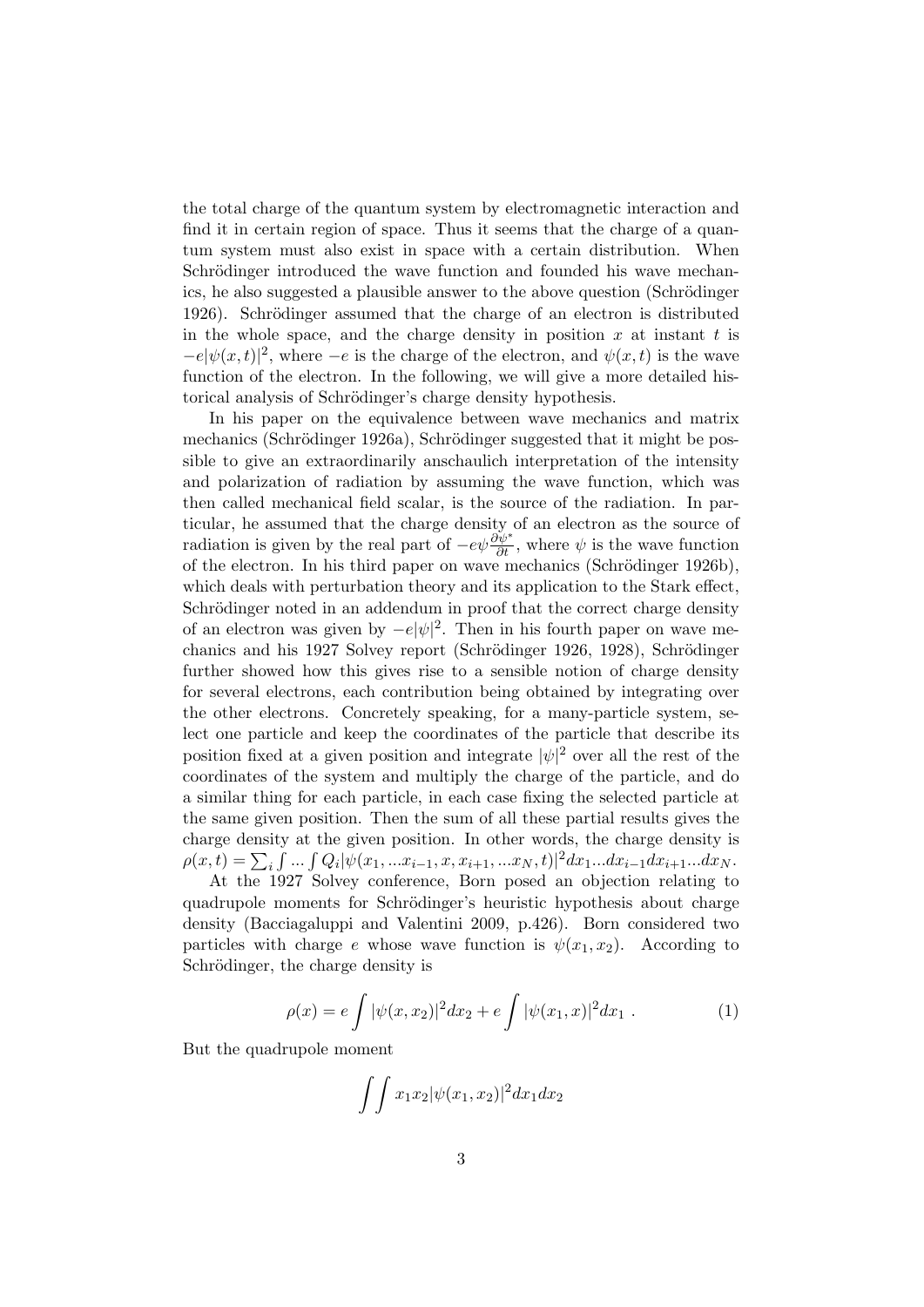the total charge of the quantum system by electromagnetic interaction and find it in certain region of space. Thus it seems that the charge of a quantum system must also exist in space with a certain distribution. When Schrödinger introduced the wave function and founded his wave mechanics, he also suggested a plausible answer to the above question (Schrödinger 1926). Schrödinger assumed that the charge of an electron is distributed in the whole space, and the charge density in position $x$ at instant $t$ is $-e|\psi(x,t)|^2$, where $-e$ is the charge of the electron, and $\psi(x,t)$ is the wave function of the electron. In the following, we will give a more detailed historical analysis of Schrödinger's charge density hypothesis.

In his paper on the equivalence between wave mechanics and matrix mechanics (Schrödinger 1926a), Schrödinger suggested that it might be possible to give an extraordinarily anschaulich interpretation of the intensity and polarization of radiation by assuming the wave function, which was then called mechanical field scalar, is the source of the radiation. In particular, he assumed that the charge density of an electron as the source of radiation is given by the real part of $-e\psi\frac{\partial\psi^*}{\partial t}$, where $\psi$ is the wave function of the electron. In his third paper on wave mechanics (Schrödinger 1926b), which deals with perturbation theory and its application to the Stark effect, Schrödinger noted in an addendum in proof that the correct charge density of an electron was given by $-e|\psi|^2$. Then in his fourth paper on wave mechanics and his 1927 Solvey report (Schrödinger 1926, 1928), Schrödinger further showed how this gives rise to a sensible notion of charge density for several electrons, each contribution being obtained by integrating over the other electrons. Concretely speaking, for a many-particle system, select one particle and keep the coordinates of the particle that describe its position fixed at a given position and integrate $|\psi|^2$ over all the rest of the coordinates of the system and multiply the charge of the particle, and do a similar thing for each particle, in each case fixing the selected particle at the same given position. Then the sum of all these partial results gives the charge density at the given position. In other words, the charge density is $\rho(x,t) = \sum_i \int ... \int Q_i |\psi(x_1, ...x_{i-1}, x, x_{i+1}, ...x_N, t)|^2 dx_1...dx_{i-1}dx_{i+1}...dx_N$.

At the 1927 Solvey conference, Born posed an objection relating to quadrupole moments for Schrödinger's heuristic hypothesis about charge density (Bacciagaluppi and Valentini 2009, p.426). Born considered two particles with charge $e$ whose wave function is $\psi(x_1, x_2)$. According to Schrödinger, the charge density is

$$\rho(x) = e\int |\psi(x, x_2)|^2 dx_2 + e\int |\psi(x_1, x)|^2 dx_1 \ . \tag{1}$$

But the quadrupole moment

$$\int\int x_1 x_2 |\psi(x_1, x_2)|^2 dx_1 dx_2$$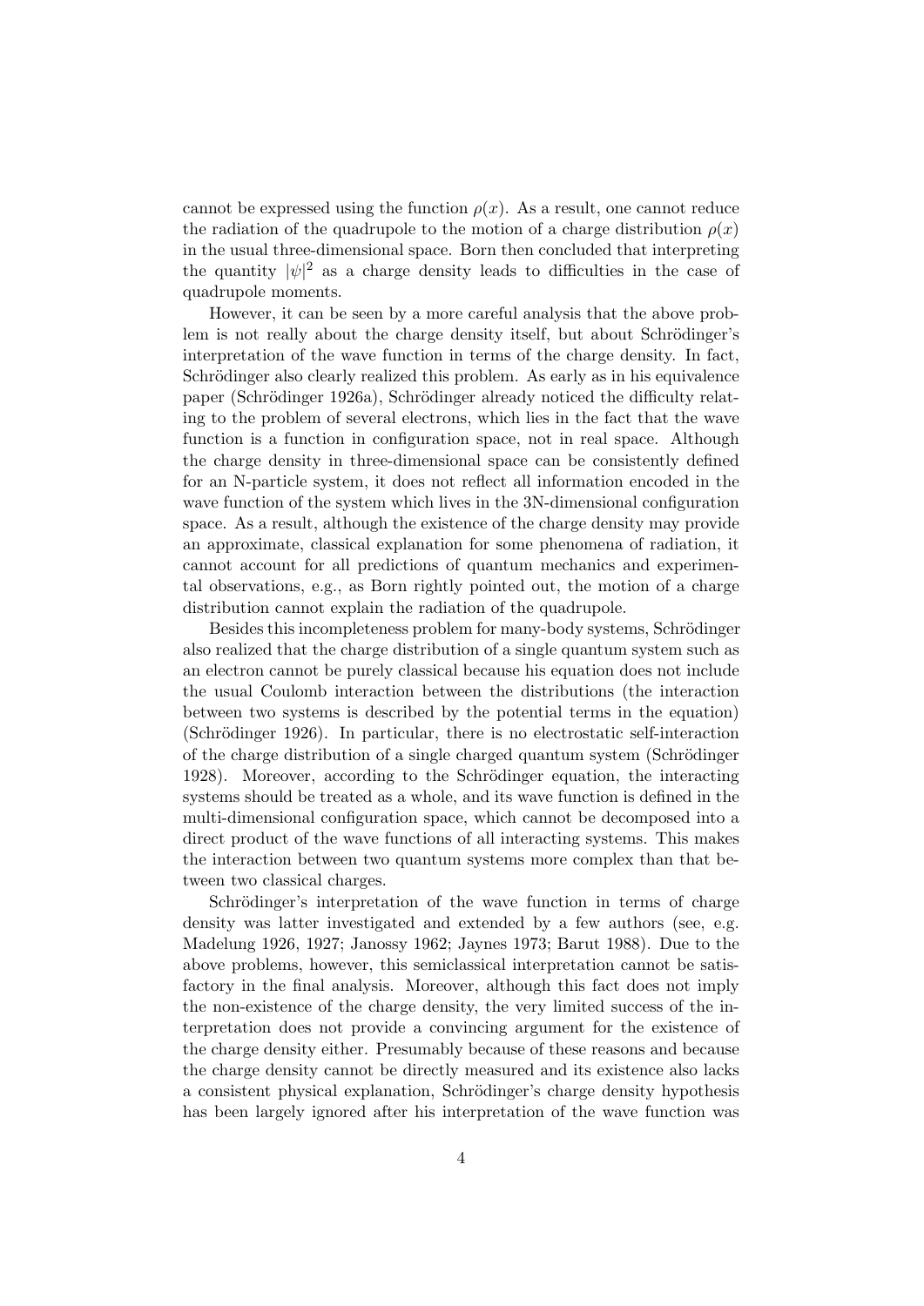cannot be expressed using the function $\rho(x)$. As a result, one cannot reduce the radiation of the quadrupole to the motion of a charge distribution $\rho(x)$ in the usual three-dimensional space. Born then concluded that interpreting the quantity $|\psi|^2$ as a charge density leads to difficulties in the case of quadrupole moments.

However, it can be seen by a more careful analysis that the above problem is not really about the charge density itself, but about Schrödinger's interpretation of the wave function in terms of the charge density. In fact, Schrödinger also clearly realized this problem. As early as in his equivalence paper (Schrödinger 1926a), Schrödinger already noticed the difficulty relating to the problem of several electrons, which lies in the fact that the wave function is a function in configuration space, not in real space. Although the charge density in three-dimensional space can be consistently defined for an N-particle system, it does not reflect all information encoded in the wave function of the system which lives in the 3N-dimensional configuration space. As a result, although the existence of the charge density may provide an approximate, classical explanation for some phenomena of radiation, it cannot account for all predictions of quantum mechanics and experimental observations, e.g., as Born rightly pointed out, the motion of a charge distribution cannot explain the radiation of the quadrupole.

Besides this incompleteness problem for many-body systems, Schrödinger also realized that the charge distribution of a single quantum system such as an electron cannot be purely classical because his equation does not include the usual Coulomb interaction between the distributions (the interaction between two systems is described by the potential terms in the equation) (Schrödinger 1926). In particular, there is no electrostatic self-interaction of the charge distribution of a single charged quantum system (Schrödinger 1928). Moreover, according to the Schrödinger equation, the interacting systems should be treated as a whole, and its wave function is defined in the multi-dimensional configuration space, which cannot be decomposed into a direct product of the wave functions of all interacting systems. This makes the interaction between two quantum systems more complex than that between two classical charges.

Schrödinger's interpretation of the wave function in terms of charge density was latter investigated and extended by a few authors (see, e.g. Madelung 1926, 1927; Janossy 1962; Jaynes 1973; Barut 1988). Due to the above problems, however, this semiclassical interpretation cannot be satisfactory in the final analysis. Moreover, although this fact does not imply the non-existence of the charge density, the very limited success of the interpretation does not provide a convincing argument for the existence of the charge density either. Presumably because of these reasons and because the charge density cannot be directly measured and its existence also lacks a consistent physical explanation, Schrödinger's charge density hypothesis has been largely ignored after his interpretation of the wave function was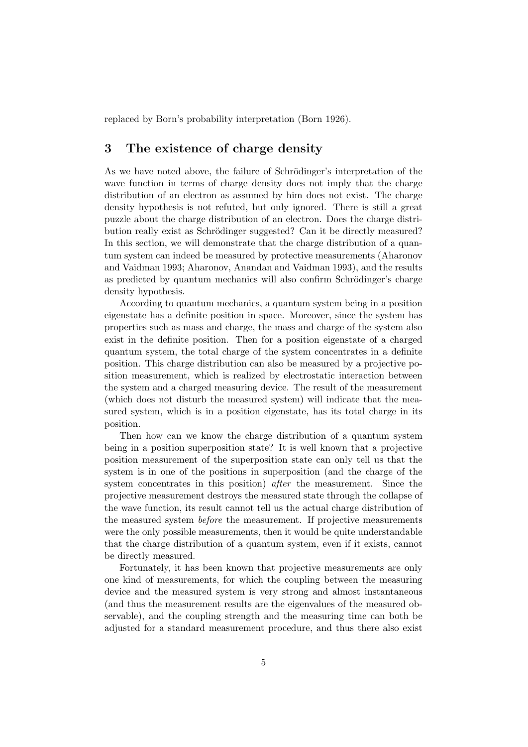replaced by Born's probability interpretation (Born 1926).

## 3 The existence of charge density

As we have noted above, the failure of Schrödinger's interpretation of the wave function in terms of charge density does not imply that the charge distribution of an electron as assumed by him does not exist. The charge density hypothesis is not refuted, but only ignored. There is still a great puzzle about the charge distribution of an electron. Does the charge distribution really exist as Schrödinger suggested? Can it be directly measured? In this section, we will demonstrate that the charge distribution of a quantum system can indeed be measured by protective measurements (Aharonov and Vaidman 1993; Aharonov, Anandan and Vaidman 1993), and the results as predicted by quantum mechanics will also confirm Schrödinger's charge density hypothesis.

According to quantum mechanics, a quantum system being in a position eigenstate has a definite position in space. Moreover, since the system has properties such as mass and charge, the mass and charge of the system also exist in the definite position. Then for a position eigenstate of a charged quantum system, the total charge of the system concentrates in a definite position. This charge distribution can also be measured by a projective position measurement, which is realized by electrostatic interaction between the system and a charged measuring device. The result of the measurement (which does not disturb the measured system) will indicate that the measured system, which is in a position eigenstate, has its total charge in its position.

Then how can we know the charge distribution of a quantum system being in a position superposition state? It is well known that a projective position measurement of the superposition state can only tell us that the system is in one of the positions in superposition (and the charge of the system concentrates in this position) *after* the measurement. Since the projective measurement destroys the measured state through the collapse of the wave function, its result cannot tell us the actual charge distribution of the measured system *before* the measurement. If projective measurements were the only possible measurements, then it would be quite understandable that the charge distribution of a quantum system, even if it exists, cannot be directly measured.

Fortunately, it has been known that projective measurements are only one kind of measurements, for which the coupling between the measuring device and the measured system is very strong and almost instantaneous (and thus the measurement results are the eigenvalues of the measured observable), and the coupling strength and the measuring time can both be adjusted for a standard measurement procedure, and thus there also exist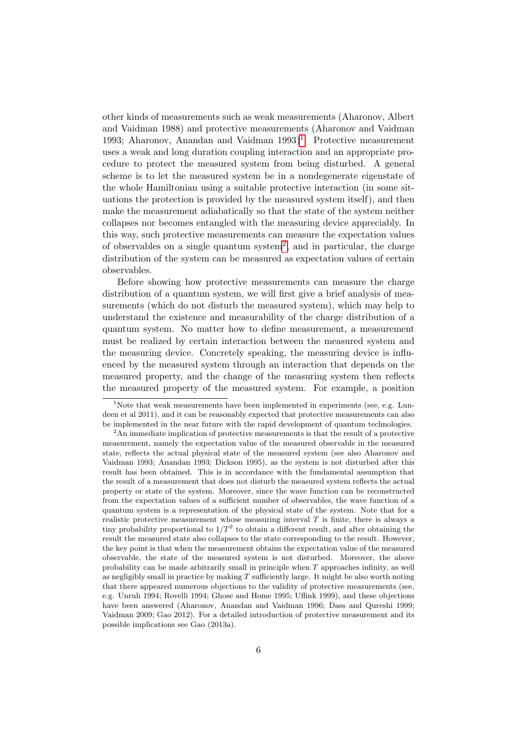other kinds of measurements such as weak measurements (Aharonov, Albert and Vaidman 1988) and protective measurements (Aharonov and Vaidman 1993; Aharonov, Anandan and Vaidman 1993)[1]. Protective measurement uses a weak and long duration coupling interaction and an appropriate procedure to protect the measured system from being disturbed. A general scheme is to let the measured system be in a nondegenerate eigenstate of the whole Hamiltonian using a suitable protective interaction (in some situations the protection is provided by the measured system itself), and then make the measurement adiabatically so that the state of the system neither collapses nor becomes entangled with the measuring device appreciably. In this way, such protective measurements can measure the expectation values of observables on a single quantum system[2], and in particular, the charge distribution of the system can be measured as expectation values of certain observables.

Before showing how protective measurements can measure the charge distribution of a quantum system, we will first give a brief analysis of measurements (which do not disturb the measured system), which may help to understand the existence and measurability of the charge distribution of a quantum system. No matter how to define measurement, a measurement must be realized by certain interaction between the measured system and the measuring device. Concretely speaking, the measuring device is influenced by the measured system through an interaction that depends on the measured property, and the change of the measuring system then reflects the measured property of the measured system. For example, a position

[1] Note that weak measurements have been implemented in experiments (see, e.g. Lundeen et al 2011), and it can be reasonably expected that protective measurements can also be implemented in the near future with the rapid development of quantum technologies.

[2] An immediate implication of protective measurements is that the result of a protective measurement, namely the expectation value of the measured observable in the measured state, reflects the actual physical state of the measured system (see also Aharonov and Vaidman 1993; Anandan 1993; Dickson 1995), as the system is not disturbed after this result has been obtained. This is in accordance with the fundamental assumption that the result of a measurement that does not disturb the measured system reflects the actual property or state of the system. Moreover, since the wave function can be reconstructed from the expectation values of a sufficient number of observables, the wave function of a quantum system is a representation of the physical state of the system. Note that for a realistic protective measurement whose measuring interval $T$ is finite, there is always a tiny probability proportional to $1/T^2$ to obtain a different result, and after obtaining the result the measured state also collapses to the state corresponding to the result. However, the key point is that when the measurement obtains the expectation value of the measured observable, the state of the measured system is not disturbed. Moreover, the above probability can be made arbitrarily small in principle when $T$ approaches infinity, as well as negligibly small in practice by making $T$ sufficiently large. It might be also worth noting that there appeared numerous objections to the validity of protective measurements (see, e.g. Unruh 1994; Rovelli 1994; Ghose and Home 1995; Uffink 1999), and these objections have been answered (Aharonov, Anandan and Vaidman 1996; Dass and Qureshi 1999; Vaidman 2009; Gao 2012). For a detailed introduction of protective measurement and its possible implications see Gao (2013a).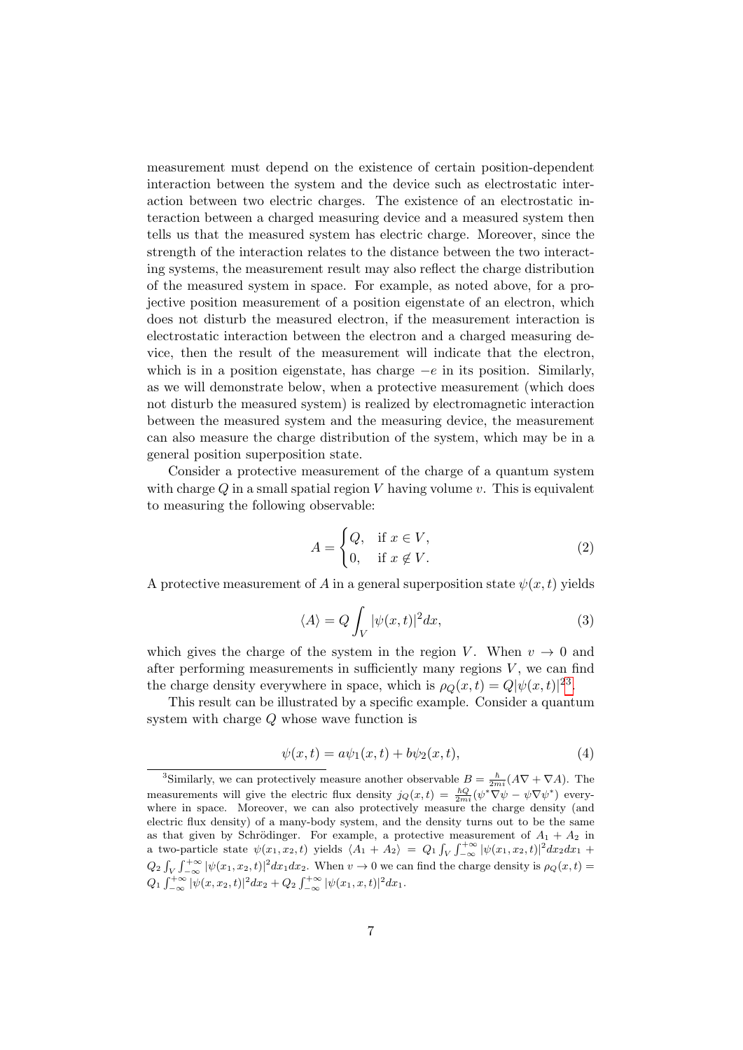measurement must depend on the existence of certain position-dependent interaction between the system and the device such as electrostatic interaction between two electric charges. The existence of an electrostatic interaction between a charged measuring device and a measured system then tells us that the measured system has electric charge. Moreover, since the strength of the interaction relates to the distance between the two interacting systems, the measurement result may also reflect the charge distribution of the measured system in space. For example, as noted above, for a projective position measurement of a position eigenstate of an electron, which does not disturb the measured electron, if the measurement interaction is electrostatic interaction between the electron and a charged measuring device, then the result of the measurement will indicate that the electron, which is in a position eigenstate, has charge $-e$ in its position. Similarly, as we will demonstrate below, when a protective measurement (which does not disturb the measured system) is realized by electromagnetic interaction between the measured system and the measuring device, the measurement can also measure the charge distribution of the system, which may be in a general position superposition state.

Consider a protective measurement of the charge of a quantum system with charge $Q$ in a small spatial region $V$ having volume $v$. This is equivalent to measuring the following observable:

$$A = \begin{cases} Q, & \text{if } x \in V, \\ 0, & \text{if } x \notin V. \end{cases} \tag{2}$$

A protective measurement of $A$ in a general superposition state $\psi(x, t)$ yields

$$\langle A \rangle = Q \int_V |\psi(x,t)|^2 dx, \tag{3}$$

which gives the charge of the system in the region $V$. When $v \to 0$ and after performing measurements in sufficiently many regions $V$, we can find the charge density everywhere in space, which is $\rho_Q(x,t) = Q|\psi(x,t)|^2$[3].

This result can be illustrated by a specific example. Consider a quantum system with charge $Q$ whose wave function is

$$\psi(x,t) = a\psi_1(x,t) + b\psi_2(x,t), \tag{4}$$

---

[3]Similarly, we can protectively measure another observable $B = \frac{\hbar}{2mi}(A\nabla + \nabla A)$. The measurements will give the electric flux density $j_Q(x,t) = \frac{\hbar Q}{2mi}(\psi^*\nabla\psi - \psi\nabla\psi^*)$ everywhere in space. Moreover, we can also protectively measure the charge density (and electric flux density) of a many-body system, and the density turns out to be the same as that given by Schrödinger. For example, a protective measurement of $A_1 + A_2$ in a two-particle state $\psi(x_1, x_2, t)$ yields $\langle A_1 + A_2 \rangle = Q_1 \int_V \int_{-\infty}^{+\infty} |\psi(x_1, x_2, t)|^2 dx_2 dx_1 + Q_2 \int_V \int_{-\infty}^{+\infty} |\psi(x_1, x_2, t)|^2 dx_1 dx_2$. When $v \to 0$ we can find the charge density is $\rho_Q(x,t) = Q_1 \int_{-\infty}^{+\infty} |\psi(x, x_2, t)|^2 dx_2 + Q_2 \int_{-\infty}^{+\infty} |\psi(x_1, x, t)|^2 dx_1$.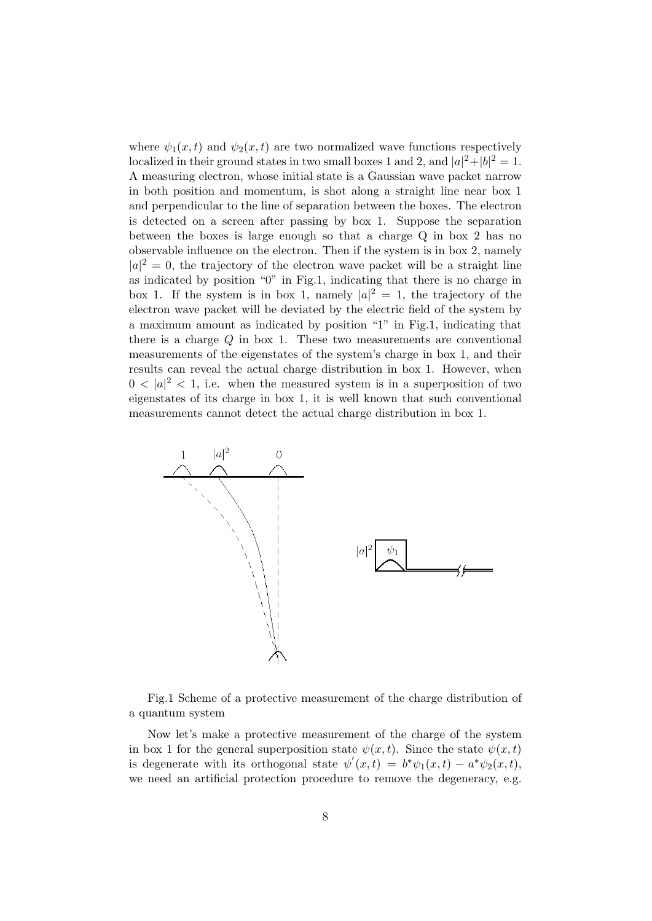where $\psi_1(x,t)$ and $\psi_2(x,t)$ are two normalized wave functions respectively localized in their ground states in two small boxes 1 and 2, and $|a|^2+|b|^2=1$. A measuring electron, whose initial state is a Gaussian wave packet narrow in both position and momentum, is shot along a straight line near box 1 and perpendicular to the line of separation between the boxes. The electron is detected on a screen after passing by box 1. Suppose the separation between the boxes is large enough so that a charge Q in box 2 has no observable influence on the electron. Then if the system is in box 2, namely $|a|^2=0$, the trajectory of the electron wave packet will be a straight line as indicated by position "0" in Fig.1, indicating that there is no charge in box 1. If the system is in box 1, namely $|a|^2=1$, the trajectory of the electron wave packet will be deviated by the electric field of the system by a maximum amount as indicated by position "1" in Fig.1, indicating that there is a charge $Q$ in box 1. These two measurements are conventional measurements of the eigenstates of the system's charge in box 1, and their results can reveal the actual charge distribution in box 1. However, when $0<|a|^2<1$, i.e. when the measured system is in a superposition of two eigenstates of its charge in box 1, it is well known that such conventional measurements cannot detect the actual charge distribution in box 1.

Fig.1 Scheme of a protective measurement of the charge distribution of a quantum system

Now let's make a protective measurement of the charge of the system in box 1 for the general superposition state $\psi(x,t)$. Since the state $\psi(x,t)$ is degenerate with its orthogonal state $\psi'(x,t)=b^*\psi_1(x,t)-a^*\psi_2(x,t)$, we need an artificial protection procedure to remove the degeneracy, e.g.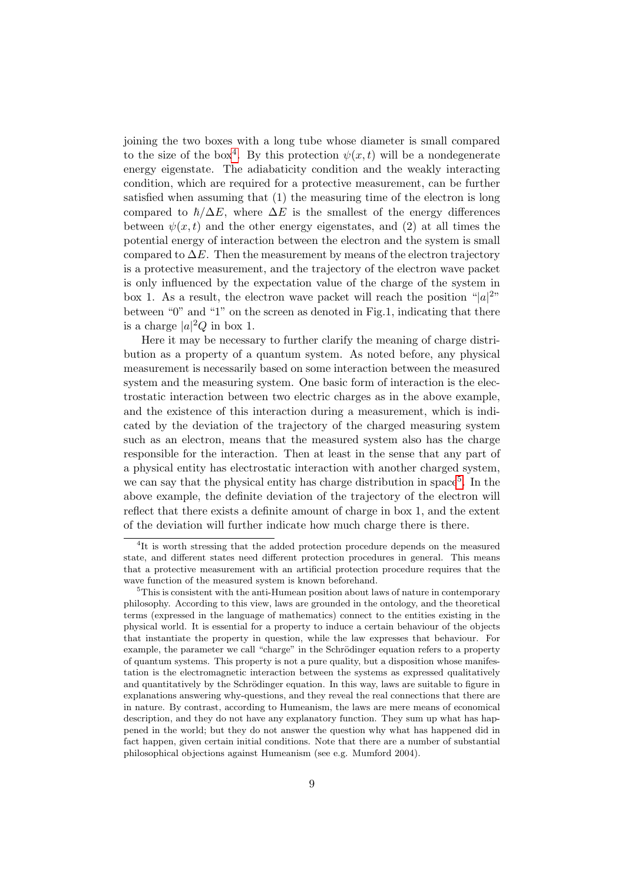joining the two boxes with a long tube whose diameter is small compared to the size of the box[4]. By this protection $\psi(x,t)$ will be a nondegenerate energy eigenstate. The adiabaticity condition and the weakly interacting condition, which are required for a protective measurement, can be further satisfied when assuming that (1) the measuring time of the electron is long compared to $\hbar/\Delta E$, where $\Delta E$ is the smallest of the energy differences between $\psi(x,t)$ and the other energy eigenstates, and (2) at all times the potential energy of interaction between the electron and the system is small compared to $\Delta E$. Then the measurement by means of the electron trajectory is a protective measurement, and the trajectory of the electron wave packet is only influenced by the expectation value of the charge of the system in box 1. As a result, the electron wave packet will reach the position "$|a|^2$" between "0" and "1" on the screen as denoted in Fig.1, indicating that there is a charge $|a|^2 Q$ in box 1.

Here it may be necessary to further clarify the meaning of charge distribution as a property of a quantum system. As noted before, any physical measurement is necessarily based on some interaction between the measured system and the measuring system. One basic form of interaction is the electrostatic interaction between two electric charges as in the above example, and the existence of this interaction during a measurement, which is indicated by the deviation of the trajectory of the charged measuring system such as an electron, means that the measured system also has the charge responsible for the interaction. Then at least in the sense that any part of a physical entity has electrostatic interaction with another charged system, we can say that the physical entity has charge distribution in space[5]. In the above example, the definite deviation of the trajectory of the electron will reflect that there exists a definite amount of charge in box 1, and the extent of the deviation will further indicate how much charge there is there.

---

[4] It is worth stressing that the added protection procedure depends on the measured state, and different states need different protection procedures in general. This means that a protective measurement with an artificial protection procedure requires that the wave function of the measured system is known beforehand.

[5] This is consistent with the anti-Humean position about laws of nature in contemporary philosophy. According to this view, laws are grounded in the ontology, and the theoretical terms (expressed in the language of mathematics) connect to the entities existing in the physical world. It is essential for a property to induce a certain behaviour of the objects that instantiate the property in question, while the law expresses that behaviour. For example, the parameter we call "charge" in the Schrödinger equation refers to a property of quantum systems. This property is not a pure quality, but a disposition whose manifestation is the electromagnetic interaction between the systems as expressed qualitatively and quantitatively by the Schrödinger equation. In this way, laws are suitable to figure in explanations answering why-questions, and they reveal the real connections that there are in nature. By contrast, according to Humeanism, the laws are mere means of economical description, and they do not have any explanatory function. They sum up what has happened in the world; but they do not answer the question why what has happened did in fact happen, given certain initial conditions. Note that there are a number of substantial philosophical objections against Humeanism (see e.g. Mumford 2004).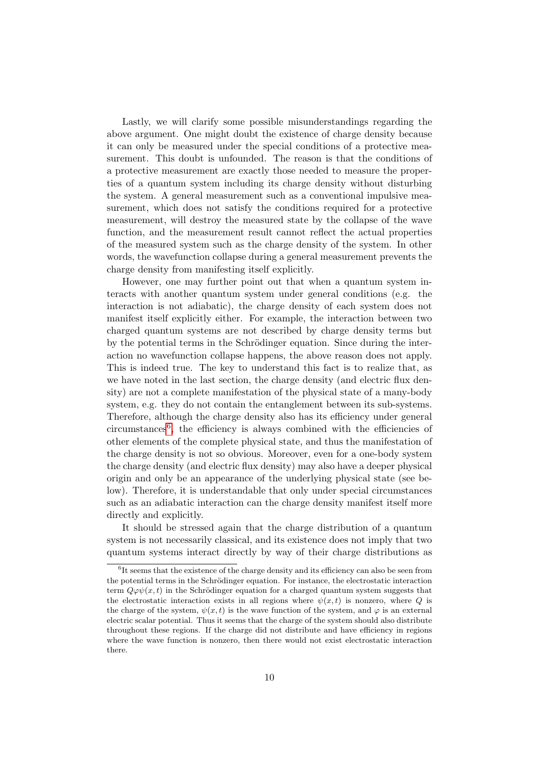Lastly, we will clarify some possible misunderstandings regarding the above argument. One might doubt the existence of charge density because it can only be measured under the special conditions of a protective measurement. This doubt is unfounded. The reason is that the conditions of a protective measurement are exactly those needed to measure the properties of a quantum system including its charge density without disturbing the system. A general measurement such as a conventional impulsive measurement, which does not satisfy the conditions required for a protective measurement, will destroy the measured state by the collapse of the wave function, and the measurement result cannot reflect the actual properties of the measured system such as the charge density of the system. In other words, the wavefunction collapse during a general measurement prevents the charge density from manifesting itself explicitly.

However, one may further point out that when a quantum system interacts with another quantum system under general conditions (e.g. the interaction is not adiabatic), the charge density of each system does not manifest itself explicitly either. For example, the interaction between two charged quantum systems are not described by charge density terms but by the potential terms in the Schrödinger equation. Since during the interaction no wavefunction collapse happens, the above reason does not apply. This is indeed true. The key to understand this fact is to realize that, as we have noted in the last section, the charge density (and electric flux density) are not a complete manifestation of the physical state of a many-body system, e.g. they do not contain the entanglement between its sub-systems. Therefore, although the charge density also has its efficiency under general circumstances[6], the efficiency is always combined with the efficiencies of other elements of the complete physical state, and thus the manifestation of the charge density is not so obvious. Moreover, even for a one-body system the charge density (and electric flux density) may also have a deeper physical origin and only be an appearance of the underlying physical state (see below). Therefore, it is understandable that only under special circumstances such as an adiabatic interaction can the charge density manifest itself more directly and explicitly.

It should be stressed again that the charge distribution of a quantum system is not necessarily classical, and its existence does not imply that two quantum systems interact directly by way of their charge distributions as

[6] It seems that the existence of the charge density and its efficiency can also be seen from the potential terms in the Schrödinger equation. For instance, the electrostatic interaction term $Q\varphi\psi(x,t)$ in the Schrödinger equation for a charged quantum system suggests that the electrostatic interaction exists in all regions where $\psi(x,t)$ is nonzero, where $Q$ is the charge of the system, $\psi(x,t)$ is the wave function of the system, and $\varphi$ is an external electric scalar potential. Thus it seems that the charge of the system should also distribute throughout these regions. If the charge did not distribute and have efficiency in regions where the wave function is nonzero, then there would not exist electrostatic interaction there.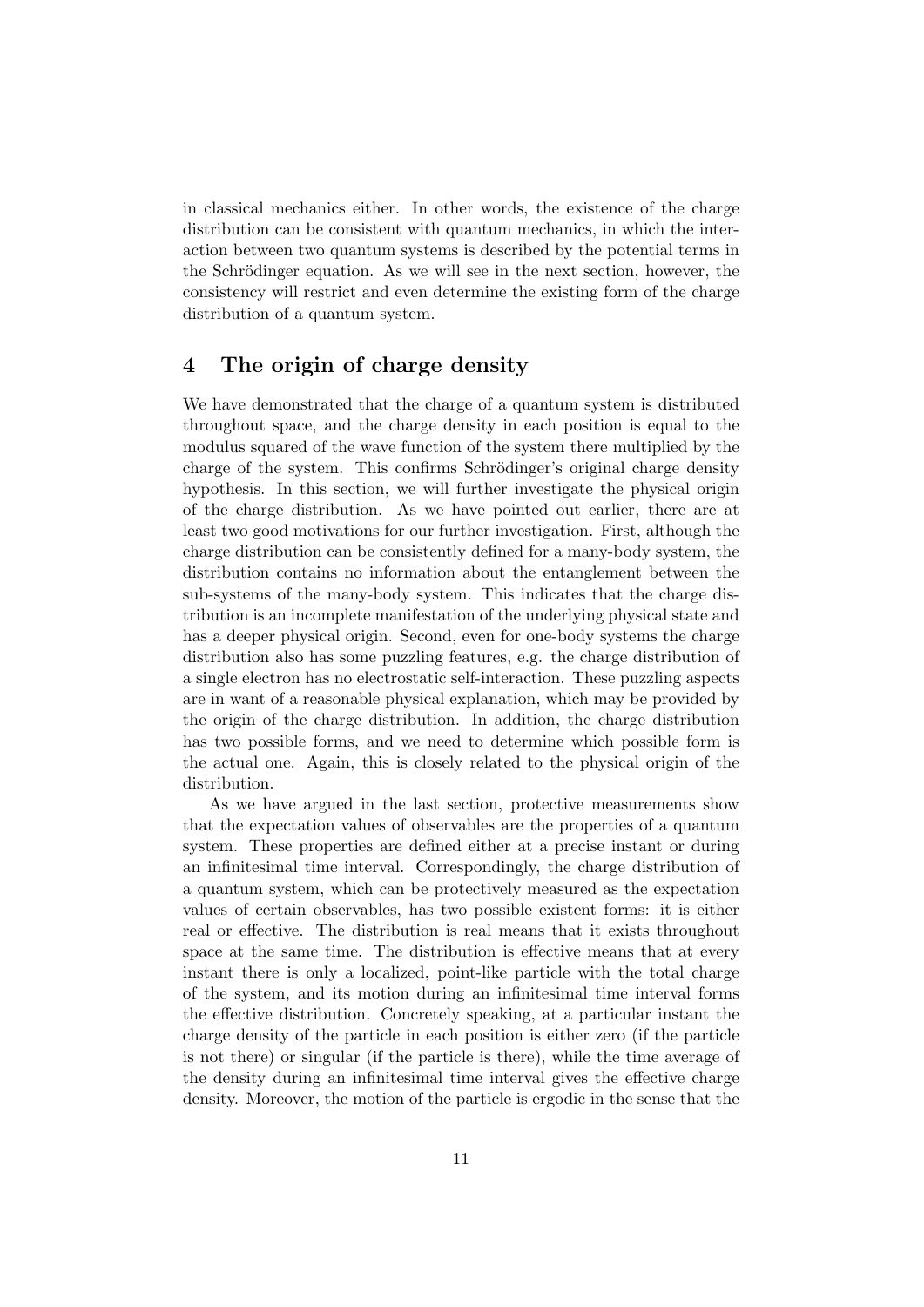in classical mechanics either. In other words, the existence of the charge distribution can be consistent with quantum mechanics, in which the interaction between two quantum systems is described by the potential terms in the Schrödinger equation. As we will see in the next section, however, the consistency will restrict and even determine the existing form of the charge distribution of a quantum system.

## 4 The origin of charge density

We have demonstrated that the charge of a quantum system is distributed throughout space, and the charge density in each position is equal to the modulus squared of the wave function of the system there multiplied by the charge of the system. This confirms Schrödinger's original charge density hypothesis. In this section, we will further investigate the physical origin of the charge distribution. As we have pointed out earlier, there are at least two good motivations for our further investigation. First, although the charge distribution can be consistently defined for a many-body system, the distribution contains no information about the entanglement between the sub-systems of the many-body system. This indicates that the charge distribution is an incomplete manifestation of the underlying physical state and has a deeper physical origin. Second, even for one-body systems the charge distribution also has some puzzling features, e.g. the charge distribution of a single electron has no electrostatic self-interaction. These puzzling aspects are in want of a reasonable physical explanation, which may be provided by the origin of the charge distribution. In addition, the charge distribution has two possible forms, and we need to determine which possible form is the actual one. Again, this is closely related to the physical origin of the distribution.

As we have argued in the last section, protective measurements show that the expectation values of observables are the properties of a quantum system. These properties are defined either at a precise instant or during an infinitesimal time interval. Correspondingly, the charge distribution of a quantum system, which can be protectively measured as the expectation values of certain observables, has two possible existent forms: it is either real or effective. The distribution is real means that it exists throughout space at the same time. The distribution is effective means that at every instant there is only a localized, point-like particle with the total charge of the system, and its motion during an infinitesimal time interval forms the effective distribution. Concretely speaking, at a particular instant the charge density of the particle in each position is either zero (if the particle is not there) or singular (if the particle is there), while the time average of the density during an infinitesimal time interval gives the effective charge density. Moreover, the motion of the particle is ergodic in the sense that the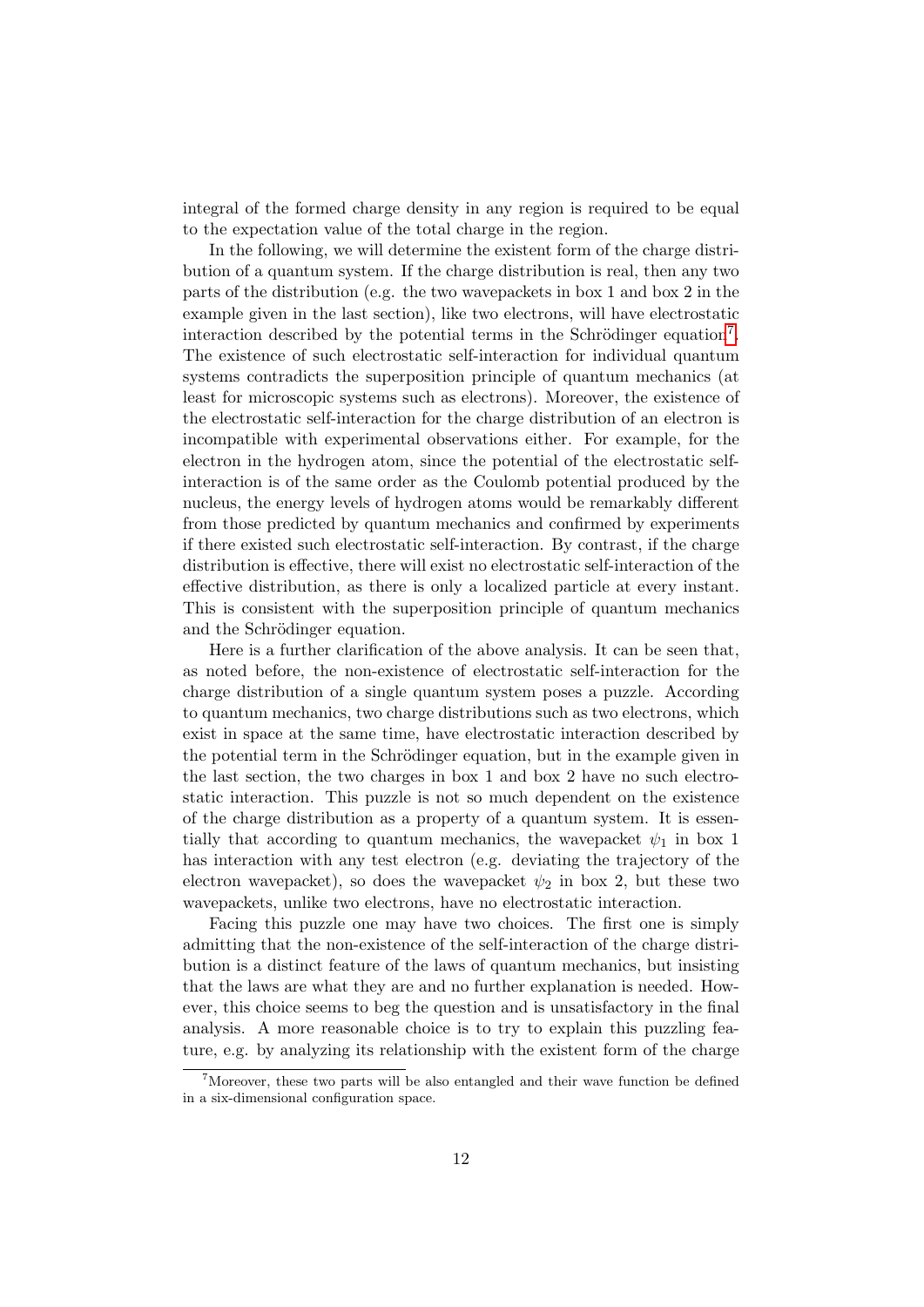integral of the formed charge density in any region is required to be equal to the expectation value of the total charge in the region.

In the following, we will determine the existent form of the charge distribution of a quantum system. If the charge distribution is real, then any two parts of the distribution (e.g. the two wavepackets in box 1 and box 2 in the example given in the last section), like two electrons, will have electrostatic interaction described by the potential terms in the Schrödinger equation[7]. The existence of such electrostatic self-interaction for individual quantum systems contradicts the superposition principle of quantum mechanics (at least for microscopic systems such as electrons). Moreover, the existence of the electrostatic self-interaction for the charge distribution of an electron is incompatible with experimental observations either. For example, for the electron in the hydrogen atom, since the potential of the electrostatic self-interaction is of the same order as the Coulomb potential produced by the nucleus, the energy levels of hydrogen atoms would be remarkably different from those predicted by quantum mechanics and confirmed by experiments if there existed such electrostatic self-interaction. By contrast, if the charge distribution is effective, there will exist no electrostatic self-interaction of the effective distribution, as there is only a localized particle at every instant. This is consistent with the superposition principle of quantum mechanics and the Schrödinger equation.

Here is a further clarification of the above analysis. It can be seen that, as noted before, the non-existence of electrostatic self-interaction for the charge distribution of a single quantum system poses a puzzle. According to quantum mechanics, two charge distributions such as two electrons, which exist in space at the same time, have electrostatic interaction described by the potential term in the Schrödinger equation, but in the example given in the last section, the two charges in box 1 and box 2 have no such electrostatic interaction. This puzzle is not so much dependent on the existence of the charge distribution as a property of a quantum system. It is essentially that according to quantum mechanics, the wavepacket $\psi_1$ in box 1 has interaction with any test electron (e.g. deviating the trajectory of the electron wavepacket), so does the wavepacket $\psi_2$ in box 2, but these two wavepackets, unlike two electrons, have no electrostatic interaction.

Facing this puzzle one may have two choices. The first one is simply admitting that the non-existence of the self-interaction of the charge distribution is a distinct feature of the laws of quantum mechanics, but insisting that the laws are what they are and no further explanation is needed. However, this choice seems to beg the question and is unsatisfactory in the final analysis. A more reasonable choice is to try to explain this puzzling feature, e.g. by analyzing its relationship with the existent form of the charge

[7] Moreover, these two parts will be also entangled and their wave function be defined in a six-dimensional configuration space.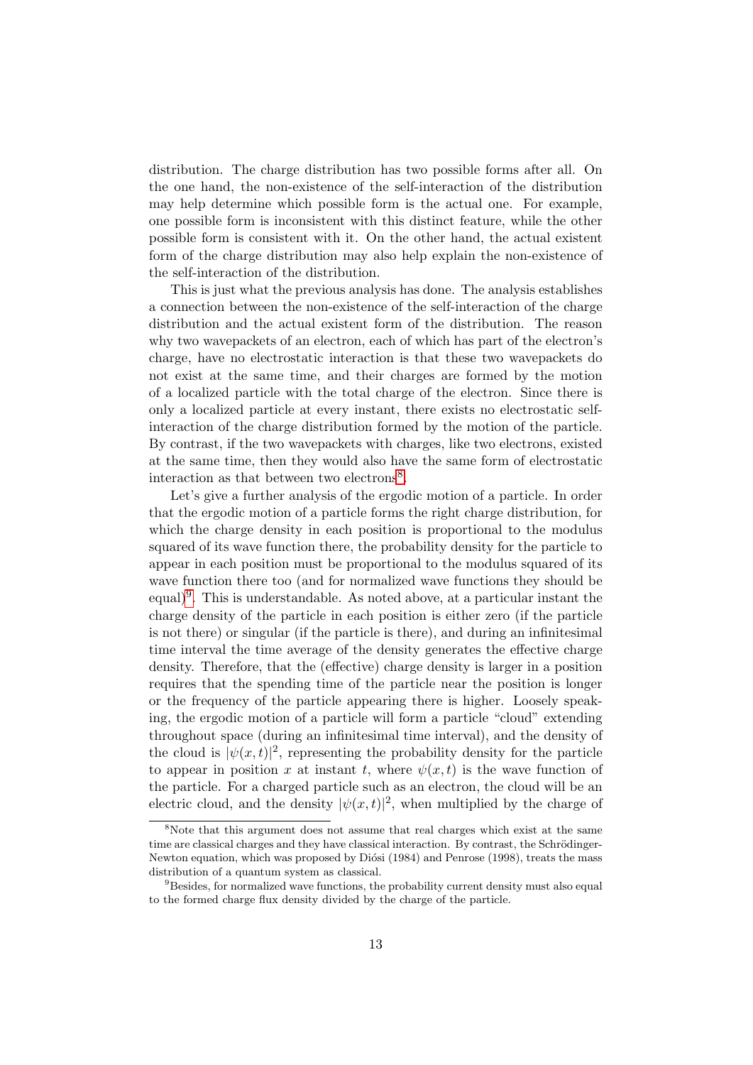distribution. The charge distribution has two possible forms after all. On the one hand, the non-existence of the self-interaction of the distribution may help determine which possible form is the actual one. For example, one possible form is inconsistent with this distinct feature, while the other possible form is consistent with it. On the other hand, the actual existent form of the charge distribution may also help explain the non-existence of the self-interaction of the distribution.

This is just what the previous analysis has done. The analysis establishes a connection between the non-existence of the self-interaction of the charge distribution and the actual existent form of the distribution. The reason why two wavepackets of an electron, each of which has part of the electron's charge, have no electrostatic interaction is that these two wavepackets do not exist at the same time, and their charges are formed by the motion of a localized particle with the total charge of the electron. Since there is only a localized particle at every instant, there exists no electrostatic self-interaction of the charge distribution formed by the motion of the particle. By contrast, if the two wavepackets with charges, like two electrons, existed at the same time, then they would also have the same form of electrostatic interaction as that between two electrons[8].

Let's give a further analysis of the ergodic motion of a particle. In order that the ergodic motion of a particle forms the right charge distribution, for which the charge density in each position is proportional to the modulus squared of its wave function there, the probability density for the particle to appear in each position must be proportional to the modulus squared of its wave function there too (and for normalized wave functions they should be equal)[9]. This is understandable. As noted above, at a particular instant the charge density of the particle in each position is either zero (if the particle is not there) or singular (if the particle is there), and during an infinitesimal time interval the time average of the density generates the effective charge density. Therefore, that the (effective) charge density is larger in a position requires that the spending time of the particle near the position is longer or the frequency of the particle appearing there is higher. Loosely speaking, the ergodic motion of a particle will form a particle "cloud" extending throughout space (during an infinitesimal time interval), and the density of the cloud is $|\psi(x,t)|^2$, representing the probability density for the particle to appear in position $x$ at instant $t$, where $\psi(x,t)$ is the wave function of the particle. For a charged particle such as an electron, the cloud will be an electric cloud, and the density $|\psi(x,t)|^2$, when multiplied by the charge of

---

[8] Note that this argument does not assume that real charges which exist at the same time are classical charges and they have classical interaction. By contrast, the Schrödinger-Newton equation, which was proposed by Diósi (1984) and Penrose (1998), treats the mass distribution of a quantum system as classical.

[9] Besides, for normalized wave functions, the probability current density must also equal to the formed charge flux density divided by the charge of the particle.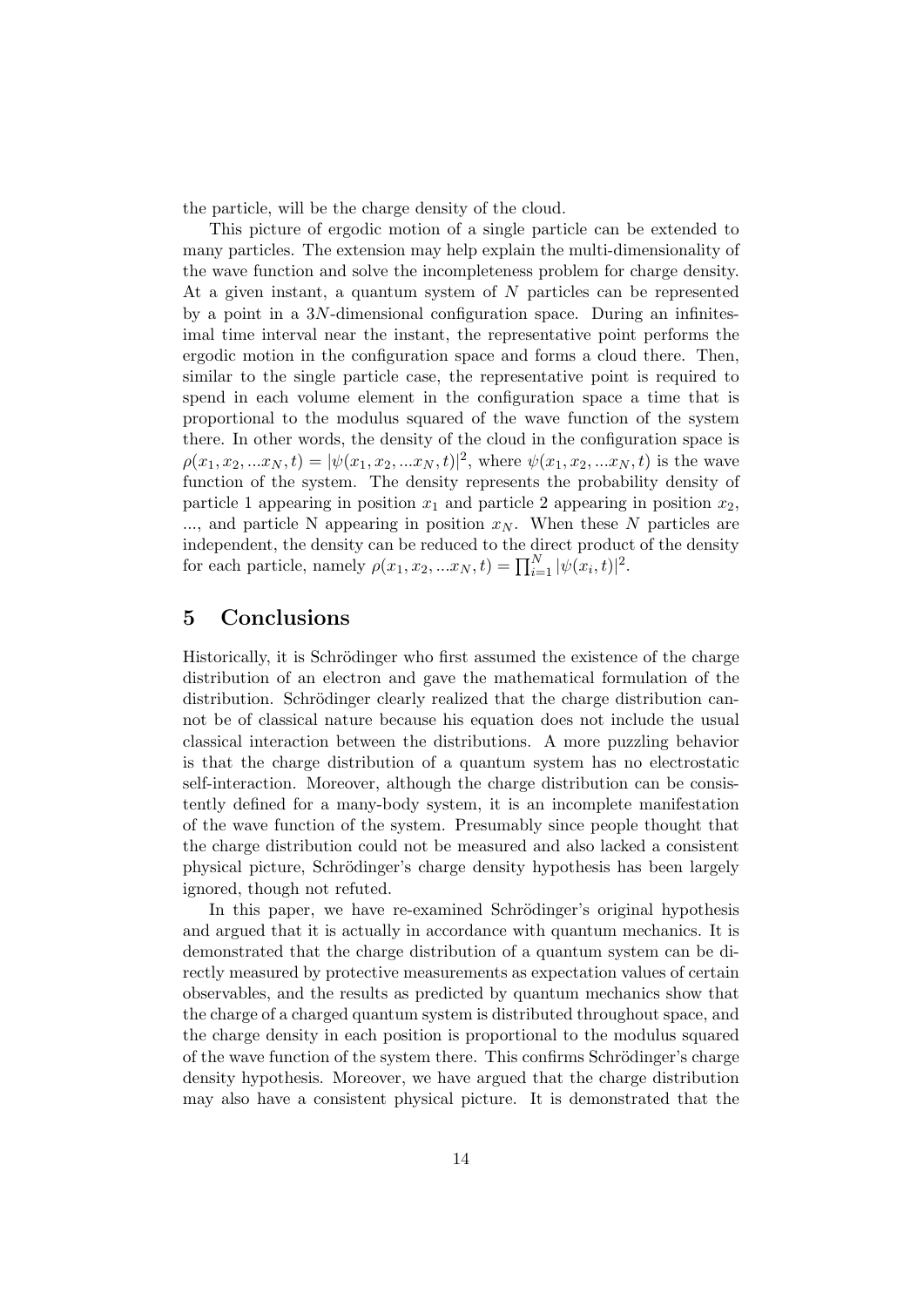the particle, will be the charge density of the cloud.

This picture of ergodic motion of a single particle can be extended to many particles. The extension may help explain the multi-dimensionality of the wave function and solve the incompleteness problem for charge density. At a given instant, a quantum system of $N$ particles can be represented by a point in a $3N$-dimensional configuration space. During an infinitesimal time interval near the instant, the representative point performs the ergodic motion in the configuration space and forms a cloud there. Then, similar to the single particle case, the representative point is required to spend in each volume element in the configuration space a time that is proportional to the modulus squared of the wave function of the system there. In other words, the density of the cloud in the configuration space is $\rho(x_1, x_2, ...x_N, t) = |\psi(x_1, x_2, ...x_N, t)|^2$, where $\psi(x_1, x_2, ...x_N, t)$ is the wave function of the system. The density represents the probability density of particle 1 appearing in position $x_1$ and particle 2 appearing in position $x_2$, ..., and particle N appearing in position $x_N$. When these $N$ particles are independent, the density can be reduced to the direct product of the density for each particle, namely $\rho(x_1, x_2, ...x_N, t) = \prod_{i=1}^{N} |\psi(x_i, t)|^2$.

## 5 Conclusions

Historically, it is Schrödinger who first assumed the existence of the charge distribution of an electron and gave the mathematical formulation of the distribution. Schrödinger clearly realized that the charge distribution cannot be of classical nature because his equation does not include the usual classical interaction between the distributions. A more puzzling behavior is that the charge distribution of a quantum system has no electrostatic self-interaction. Moreover, although the charge distribution can be consistently defined for a many-body system, it is an incomplete manifestation of the wave function of the system. Presumably since people thought that the charge distribution could not be measured and also lacked a consistent physical picture, Schrödinger's charge density hypothesis has been largely ignored, though not refuted.

In this paper, we have re-examined Schrödinger's original hypothesis and argued that it is actually in accordance with quantum mechanics. It is demonstrated that the charge distribution of a quantum system can be directly measured by protective measurements as expectation values of certain observables, and the results as predicted by quantum mechanics show that the charge of a charged quantum system is distributed throughout space, and the charge density in each position is proportional to the modulus squared of the wave function of the system there. This confirms Schrödinger's charge density hypothesis. Moreover, we have argued that the charge distribution may also have a consistent physical picture. It is demonstrated that the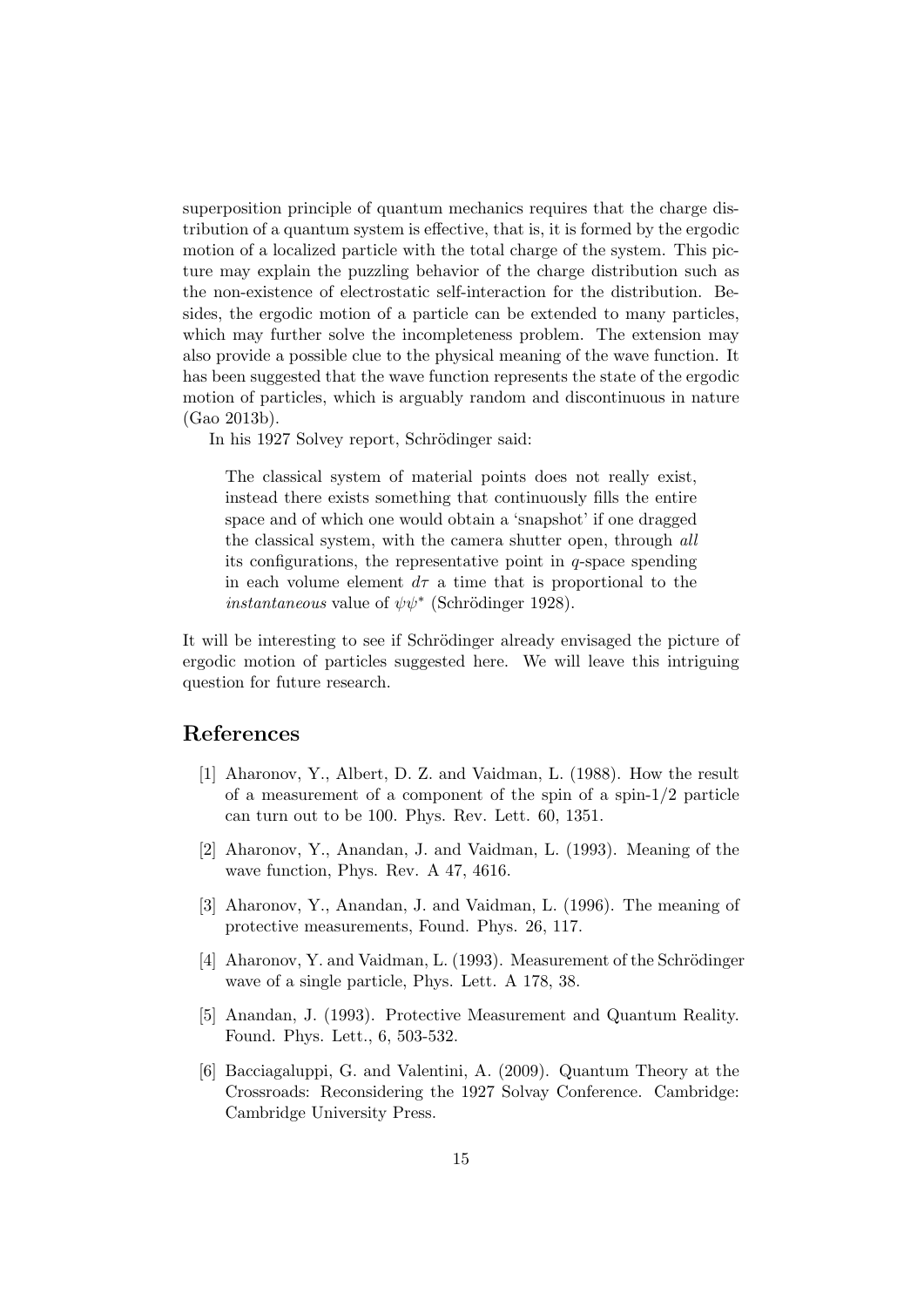superposition principle of quantum mechanics requires that the charge distribution of a quantum system is effective, that is, it is formed by the ergodic motion of a localized particle with the total charge of the system. This picture may explain the puzzling behavior of the charge distribution such as the non-existence of electrostatic self-interaction for the distribution. Besides, the ergodic motion of a particle can be extended to many particles, which may further solve the incompleteness problem. The extension may also provide a possible clue to the physical meaning of the wave function. It has been suggested that the wave function represents the state of the ergodic motion of particles, which is arguably random and discontinuous in nature (Gao 2013b).

In his 1927 Solvey report, Schrödinger said:

> The classical system of material points does not really exist, instead there exists something that continuously fills the entire space and of which one would obtain a 'snapshot' if one dragged the classical system, with the camera shutter open, through *all* its configurations, the representative point in $q$-space spending in each volume element $d\tau$ a time that is proportional to the *instantaneous* value of $\psi\psi^*$ (Schrödinger 1928).

It will be interesting to see if Schrödinger already envisaged the picture of ergodic motion of particles suggested here. We will leave this intriguing question for future research.

## References

[1] Aharonov, Y., Albert, D. Z. and Vaidman, L. (1988). How the result of a measurement of a component of the spin of a spin-1/2 particle can turn out to be 100. Phys. Rev. Lett. 60, 1351.

[2] Aharonov, Y., Anandan, J. and Vaidman, L. (1993). Meaning of the wave function, Phys. Rev. A 47, 4616.

[3] Aharonov, Y., Anandan, J. and Vaidman, L. (1996). The meaning of protective measurements, Found. Phys. 26, 117.

[4] Aharonov, Y. and Vaidman, L. (1993). Measurement of the Schrödinger wave of a single particle, Phys. Lett. A 178, 38.

[5] Anandan, J. (1993). Protective Measurement and Quantum Reality. Found. Phys. Lett., 6, 503-532.

[6] Bacciagaluppi, G. and Valentini, A. (2009). Quantum Theory at the Crossroads: Reconsidering the 1927 Solvay Conference. Cambridge: Cambridge University Press.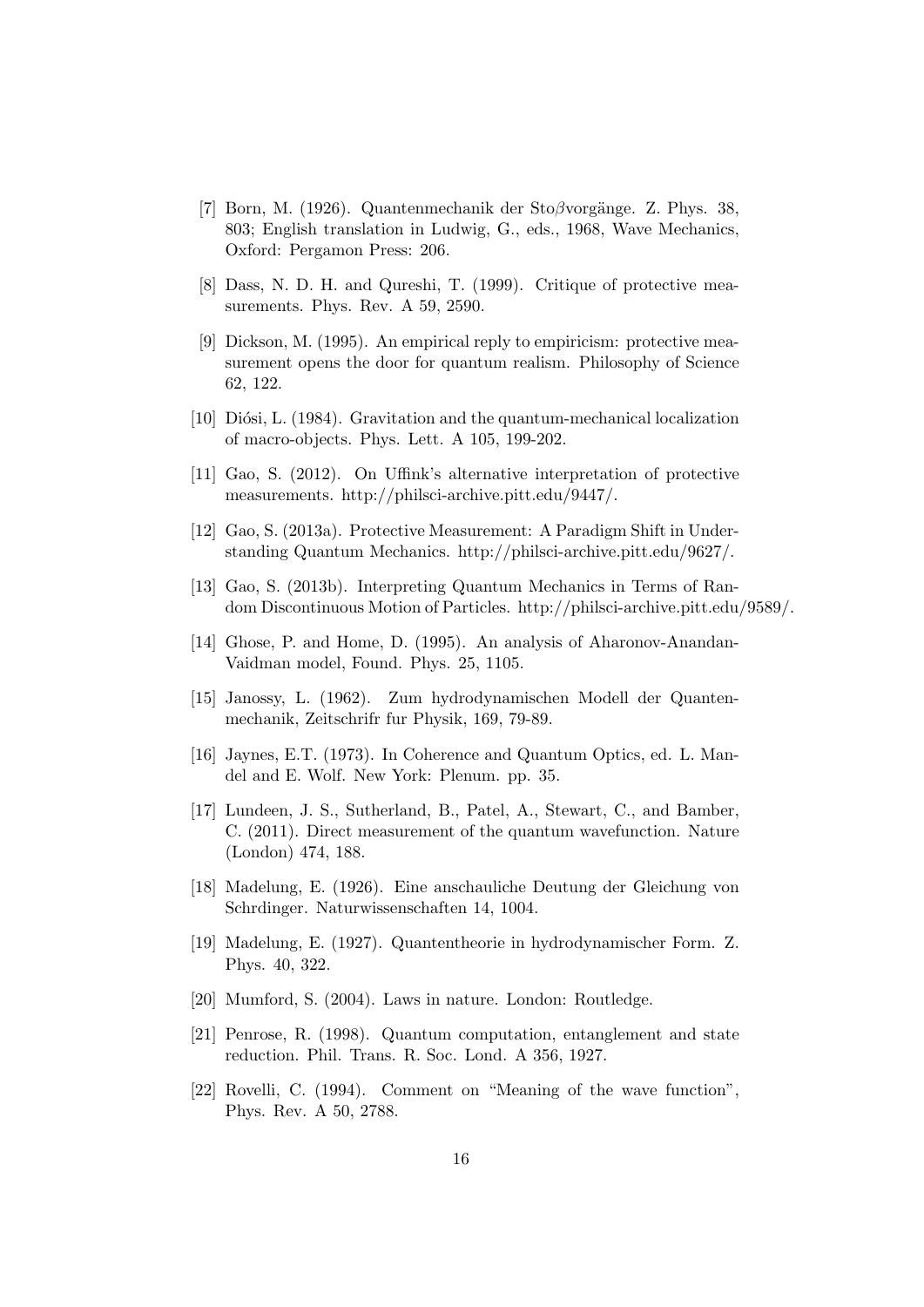[7] Born, M. (1926). Quantenmechanik der Sto$\beta$vorgänge. Z. Phys. 38, 803; English translation in Ludwig, G., eds., 1968, Wave Mechanics, Oxford: Pergamon Press: 206.

[8] Dass, N. D. H. and Qureshi, T. (1999). Critique of protective measurements. Phys. Rev. A 59, 2590.

[9] Dickson, M. (1995). An empirical reply to empiricism: protective measurement opens the door for quantum realism. Philosophy of Science 62, 122.

[10] Diósi, L. (1984). Gravitation and the quantum-mechanical localization of macro-objects. Phys. Lett. A 105, 199-202.

[11] Gao, S. (2012). On Uffink's alternative interpretation of protective measurements. http://philsci-archive.pitt.edu/9447/.

[12] Gao, S. (2013a). Protective Measurement: A Paradigm Shift in Understanding Quantum Mechanics. http://philsci-archive.pitt.edu/9627/.

[13] Gao, S. (2013b). Interpreting Quantum Mechanics in Terms of Random Discontinuous Motion of Particles. http://philsci-archive.pitt.edu/9589/.

[14] Ghose, P. and Home, D. (1995). An analysis of Aharonov-Anandan-Vaidman model, Found. Phys. 25, 1105.

[15] Janossy, L. (1962). Zum hydrodynamischen Modell der Quantenmechanik, Zeitschrifr fur Physik, 169, 79-89.

[16] Jaynes, E.T. (1973). In Coherence and Quantum Optics, ed. L. Mandel and E. Wolf. New York: Plenum. pp. 35.

[17] Lundeen, J. S., Sutherland, B., Patel, A., Stewart, C., and Bamber, C. (2011). Direct measurement of the quantum wavefunction. Nature (London) 474, 188.

[18] Madelung, E. (1926). Eine anschauliche Deutung der Gleichung von Schrdinger. Naturwissenschaften 14, 1004.

[19] Madelung, E. (1927). Quantentheorie in hydrodynamischer Form. Z. Phys. 40, 322.

[20] Mumford, S. (2004). Laws in nature. London: Routledge.

[21] Penrose, R. (1998). Quantum computation, entanglement and state reduction. Phil. Trans. R. Soc. Lond. A 356, 1927.

[22] Rovelli, C. (1994). Comment on "Meaning of the wave function", Phys. Rev. A 50, 2788.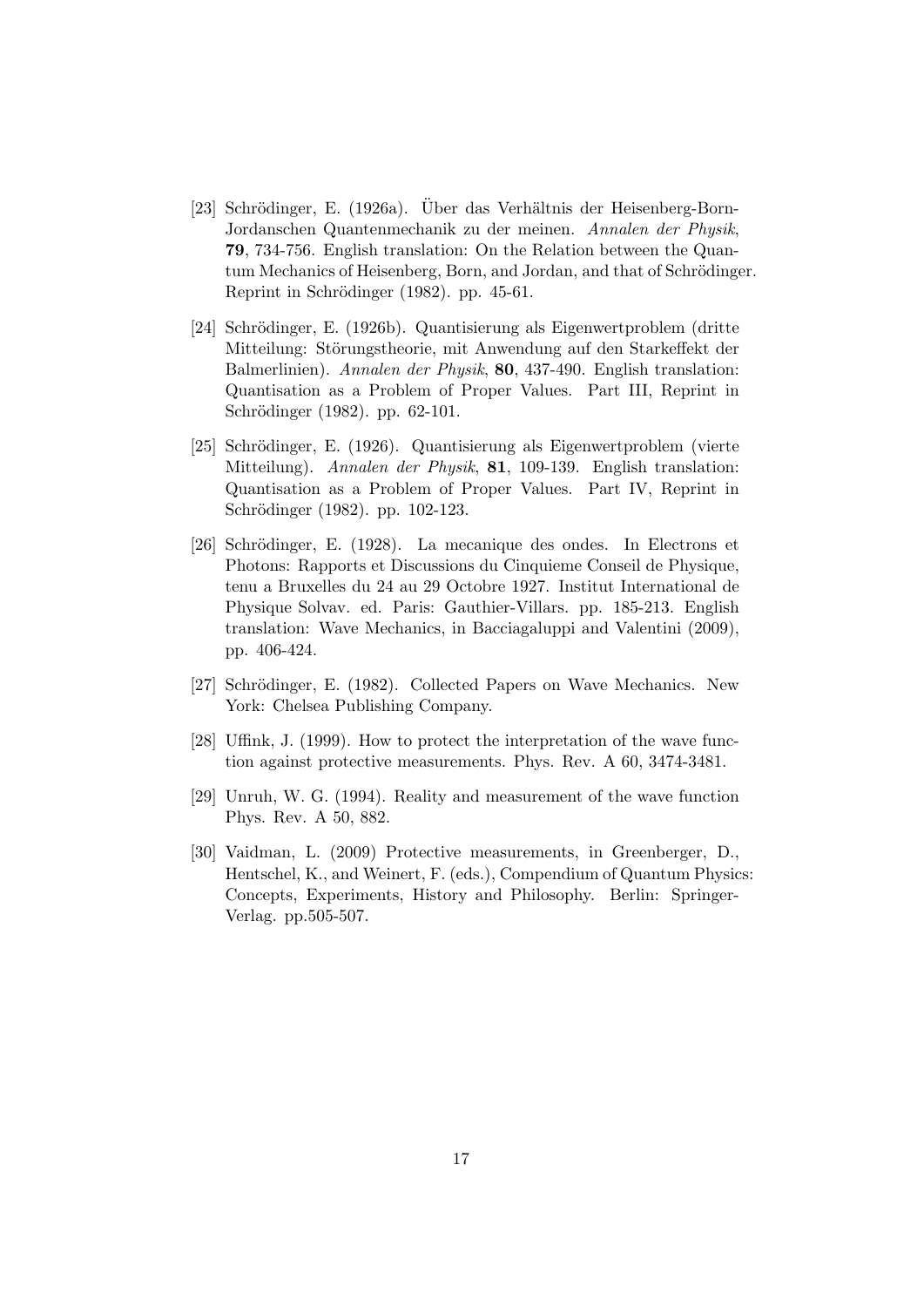[23] Schrödinger, E. (1926a). Über das Verhältnis der Heisenberg-Born-Jordanschen Quantenmechanik zu der meinen. *Annalen der Physik*, **79**, 734-756. English translation: On the Relation between the Quantum Mechanics of Heisenberg, Born, and Jordan, and that of Schrödinger. Reprint in Schrödinger (1982). pp. 45-61.

[24] Schrödinger, E. (1926b). Quantisierung als Eigenwertproblem (dritte Mitteilung: Störungstheorie, mit Anwendung auf den Starkeffekt der Balmerlinien). *Annalen der Physik*, **80**, 437-490. English translation: Quantisation as a Problem of Proper Values. Part III, Reprint in Schrödinger (1982). pp. 62-101.

[25] Schrödinger, E. (1926). Quantisierung als Eigenwertproblem (vierte Mitteilung). *Annalen der Physik*, **81**, 109-139. English translation: Quantisation as a Problem of Proper Values. Part IV, Reprint in Schrödinger (1982). pp. 102-123.

[26] Schrödinger, E. (1928). La mecanique des ondes. In Electrons et Photons: Rapports et Discussions du Cinquieme Conseil de Physique, tenu a Bruxelles du 24 au 29 Octobre 1927. Institut International de Physique Solvav. ed. Paris: Gauthier-Villars. pp. 185-213. English translation: Wave Mechanics, in Bacciagaluppi and Valentini (2009), pp. 406-424.

[27] Schrödinger, E. (1982). Collected Papers on Wave Mechanics. New York: Chelsea Publishing Company.

[28] Uffink, J. (1999). How to protect the interpretation of the wave function against protective measurements. Phys. Rev. A 60, 3474-3481.

[29] Unruh, W. G. (1994). Reality and measurement of the wave function Phys. Rev. A 50, 882.

[30] Vaidman, L. (2009) Protective measurements, in Greenberger, D., Hentschel, K., and Weinert, F. (eds.), Compendium of Quantum Physics: Concepts, Experiments, History and Philosophy. Berlin: Springer-Verlag. pp.505-507.